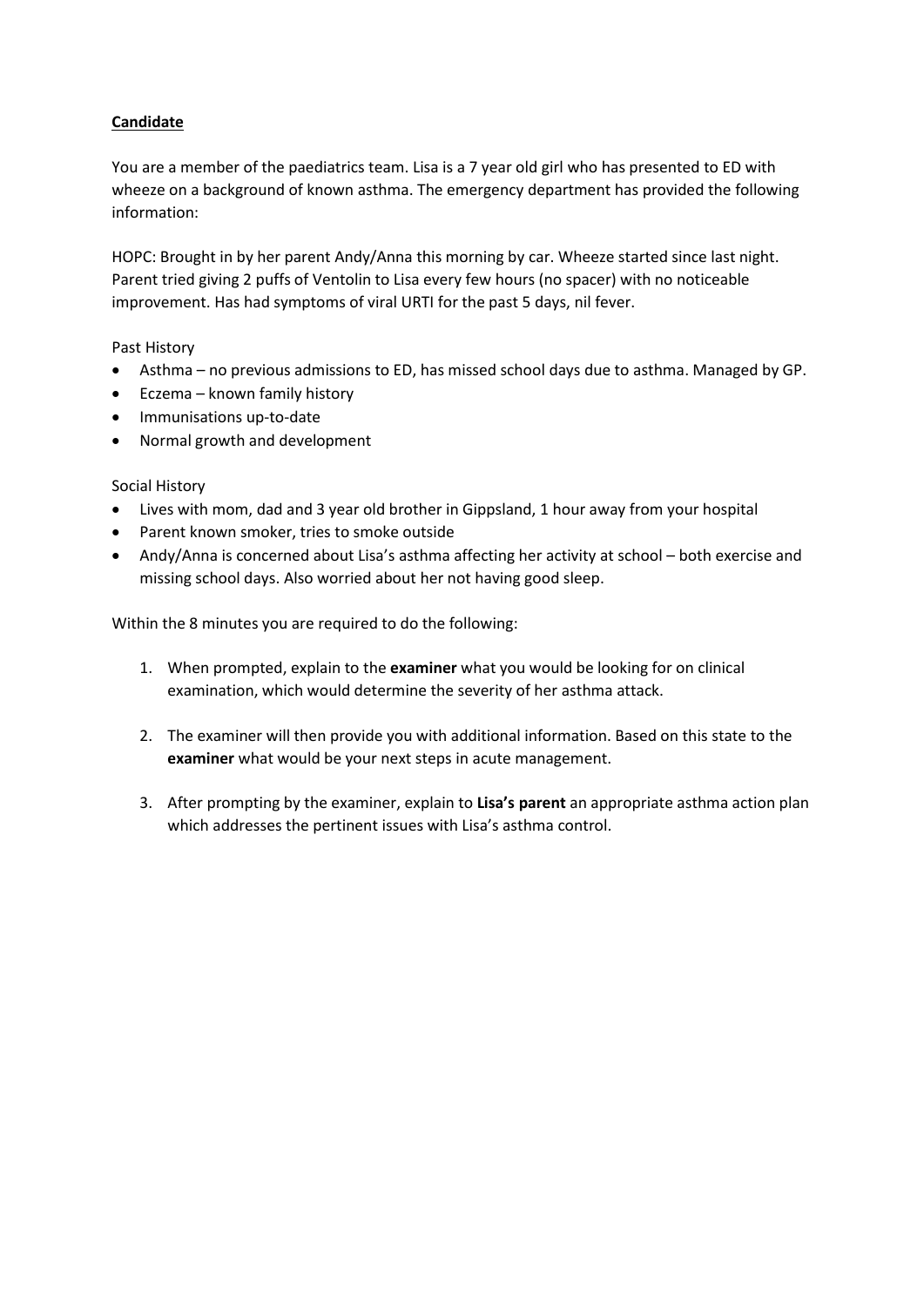**<u>Candidate</u>**

You are a member of the paediatrics team. Lisa is a 7 year old girl who has presented to ED with wheeze on a background of known asthma. The emergency department has provided the following information:

HOPC: Brought in by her parent Andy/Anna this morning by car. Wheeze started since last night. Parent tried giving 2 puffs of Ventolin to Lisa every few hours (no spacer) with no noticeable improvement. Has had symptoms of viral URTI for the past 5 days, nil fever.

Past History

- Asthma – no previous admissions to ED, has missed school days due to asthma. Managed by GP.
- Eczema – known family history
- Immunisations up-to-date
- Normal growth and development

Social History

- Lives with mom, dad and 3 year old brother in Gippsland, 1 hour away from your hospital
- Parent known smoker, tries to smoke outside
- Andy/Anna is concerned about Lisa's asthma affecting her activity at school – both exercise and missing school days. Also worried about her not having good sleep.

Within the 8 minutes you are required to do the following:

1. When prompted, explain to the **examiner** what you would be looking for on clinical examination, which would determine the severity of her asthma attack.

2. The examiner will then provide you with additional information. Based on this state to the **examiner** what would be your next steps in acute management.

3. After prompting by the examiner, explain to **Lisa's parent** an appropriate asthma action plan which addresses the pertinent issues with Lisa's asthma control.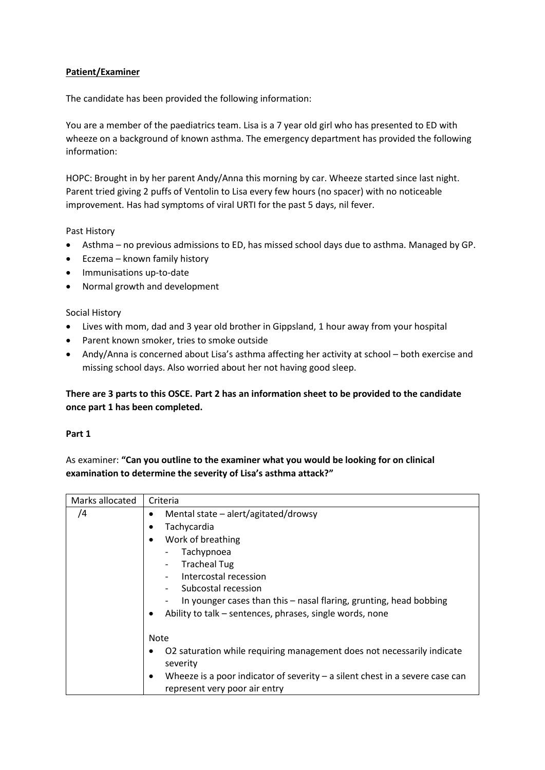**Patient/Examiner**

The candidate has been provided the following information:

You are a member of the paediatrics team. Lisa is a 7 year old girl who has presented to ED with wheeze on a background of known asthma. The emergency department has provided the following information:

HOPC: Brought in by her parent Andy/Anna this morning by car. Wheeze started since last night. Parent tried giving 2 puffs of Ventolin to Lisa every few hours (no spacer) with no noticeable improvement. Has had symptoms of viral URTI for the past 5 days, nil fever.

Past History

- Asthma – no previous admissions to ED, has missed school days due to asthma. Managed by GP.
- Eczema – known family history
- Immunisations up-to-date
- Normal growth and development

Social History

- Lives with mom, dad and 3 year old brother in Gippsland, 1 hour away from your hospital
- Parent known smoker, tries to smoke outside
- Andy/Anna is concerned about Lisa's asthma affecting her activity at school – both exercise and missing school days. Also worried about her not having good sleep.

**There are 3 parts to this OSCE. Part 2 has an information sheet to be provided to the candidate once part 1 has been completed.**

**Part 1**

As examiner: **"Can you outline to the examiner what you would be looking for on clinical examination to determine the severity of Lisa's asthma attack?"**

| Marks allocated | Criteria |
|---|---|
| /4 | • Mental state – alert/agitated/drowsy<br>• Tachycardia<br>• Work of breathing<br>&nbsp;&nbsp;- Tachypnoea<br>&nbsp;&nbsp;- Tracheal Tug<br>&nbsp;&nbsp;- Intercostal recession<br>&nbsp;&nbsp;- Subcostal recession<br>&nbsp;&nbsp;- In younger cases than this – nasal flaring, grunting, head bobbing<br>• Ability to talk – sentences, phrases, single words, none<br><br>Note<br>• O2 saturation while requiring management does not necessarily indicate severity<br>• Wheeze is a poor indicator of severity – a silent chest in a severe case can represent very poor air entry |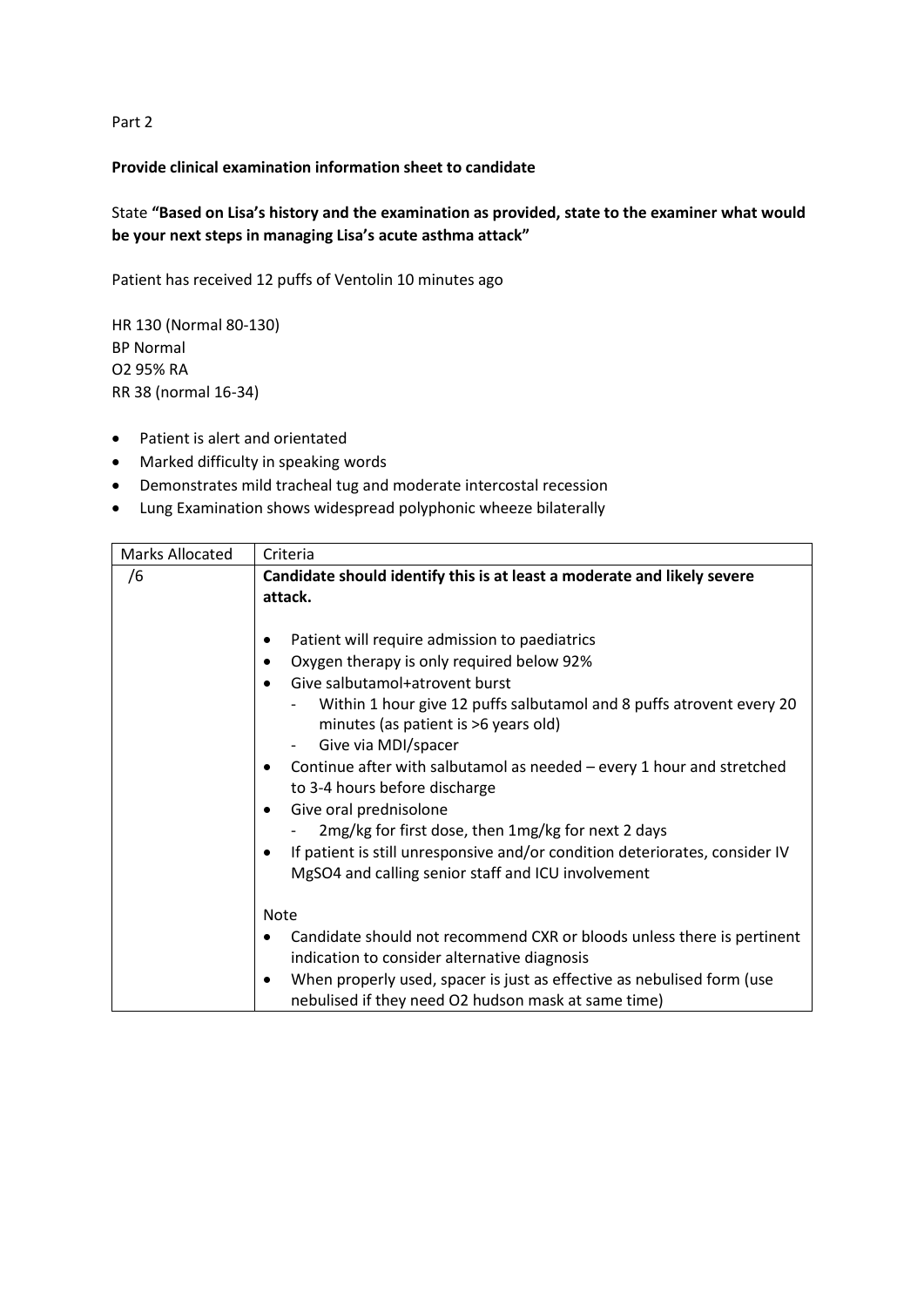Part 2

**Provide clinical examination information sheet to candidate**

State **"Based on Lisa's history and the examination as provided, state to the examiner what would be your next steps in managing Lisa's acute asthma attack"**

Patient has received 12 puffs of Ventolin 10 minutes ago

HR 130 (Normal 80-130)
BP Normal
O2 95% RA
RR 38 (normal 16-34)

- Patient is alert and orientated
- Marked difficulty in speaking words
- Demonstrates mild tracheal tug and moderate intercostal recession
- Lung Examination shows widespread polyphonic wheeze bilaterally

| Marks Allocated | Criteria |
| --- | --- |
| /6 | **Candidate should identify this is at least a moderate and likely severe attack.**<br><br>• Patient will require admission to paediatrics<br>• Oxygen therapy is only required below 92%<br>• Give salbutamol+atrovent burst<br>&nbsp;&nbsp;- Within 1 hour give 12 puffs salbutamol and 8 puffs atrovent every 20 minutes (as patient is >6 years old)<br>&nbsp;&nbsp;- Give via MDI/spacer<br>• Continue after with salbutamol as needed – every 1 hour and stretched to 3-4 hours before discharge<br>• Give oral prednisolone<br>&nbsp;&nbsp;- 2mg/kg for first dose, then 1mg/kg for next 2 days<br>• If patient is still unresponsive and/or condition deteriorates, consider IV MgSO4 and calling senior staff and ICU involvement<br><br>Note<br>• Candidate should not recommend CXR or bloods unless there is pertinent indication to consider alternative diagnosis<br>• When properly used, spacer is just as effective as nebulised form (use nebulised if they need O2 hudson mask at same time) |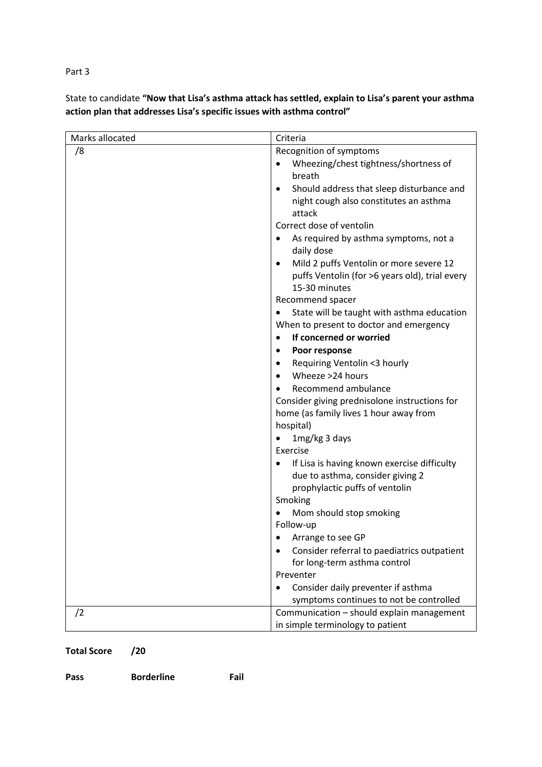Part 3

State to candidate **"Now that Lisa's asthma attack has settled, explain to Lisa's parent your asthma action plan that addresses Lisa's specific issues with asthma control"**

| Marks allocated | Criteria |
|---|---|
| /8 | Recognition of symptoms<br>• Wheezing/chest tightness/shortness of breath<br>• Should address that sleep disturbance and night cough also constitutes an asthma attack<br>Correct dose of ventolin<br>• As required by asthma symptoms, not a daily dose<br>• Mild 2 puffs Ventolin or more severe 12 puffs Ventolin (for >6 years old), trial every 15-30 minutes<br>Recommend spacer<br>• State will be taught with asthma education<br>When to present to doctor and emergency<br>• **If concerned or worried**<br>• **Poor response**<br>• Requiring Ventolin <3 hourly<br>• Wheeze >24 hours<br>• Recommend ambulance<br>Consider giving prednisolone instructions for home (as family lives 1 hour away from hospital)<br>• 1mg/kg 3 days<br>Exercise<br>• If Lisa is having known exercise difficulty due to asthma, consider giving 2 prophylactic puffs of ventolin<br>Smoking<br>• Mom should stop smoking<br>Follow-up<br>• Arrange to see GP<br>• Consider referral to paediatrics outpatient for long-term asthma control<br>Preventer<br>• Consider daily preventer if asthma symptoms continues to not be controlled |
| /2 | Communication – should explain management in simple terminology to patient |

**Total Score /20**

**Pass Borderline Fail**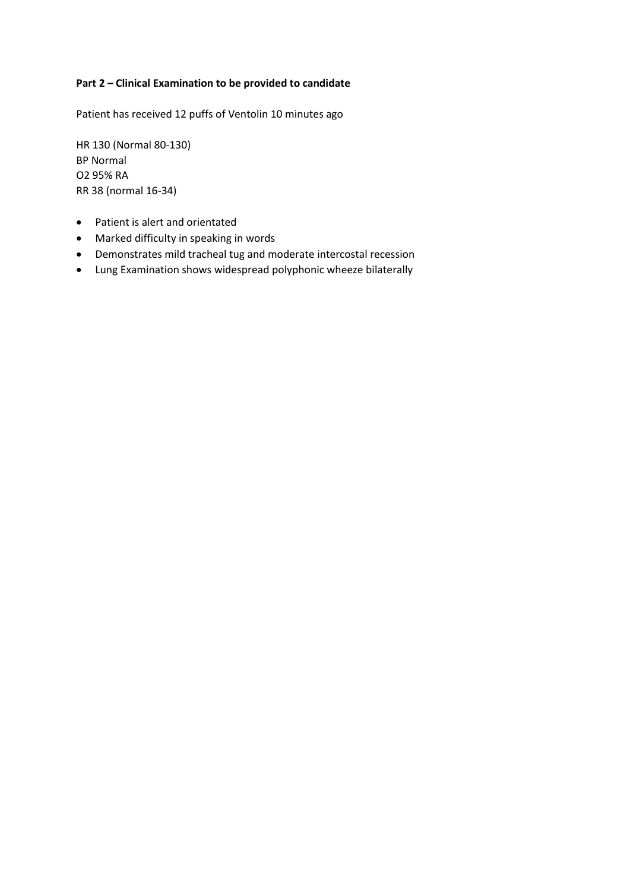**Part 2 – Clinical Examination to be provided to candidate**

Patient has received 12 puffs of Ventolin 10 minutes ago

HR 130 (Normal 80-130)
BP Normal
O2 95% RA
RR 38 (normal 16-34)

- Patient is alert and orientated
- Marked difficulty in speaking in words
- Demonstrates mild tracheal tug and moderate intercostal recession
- Lung Examination shows widespread polyphonic wheeze bilaterally